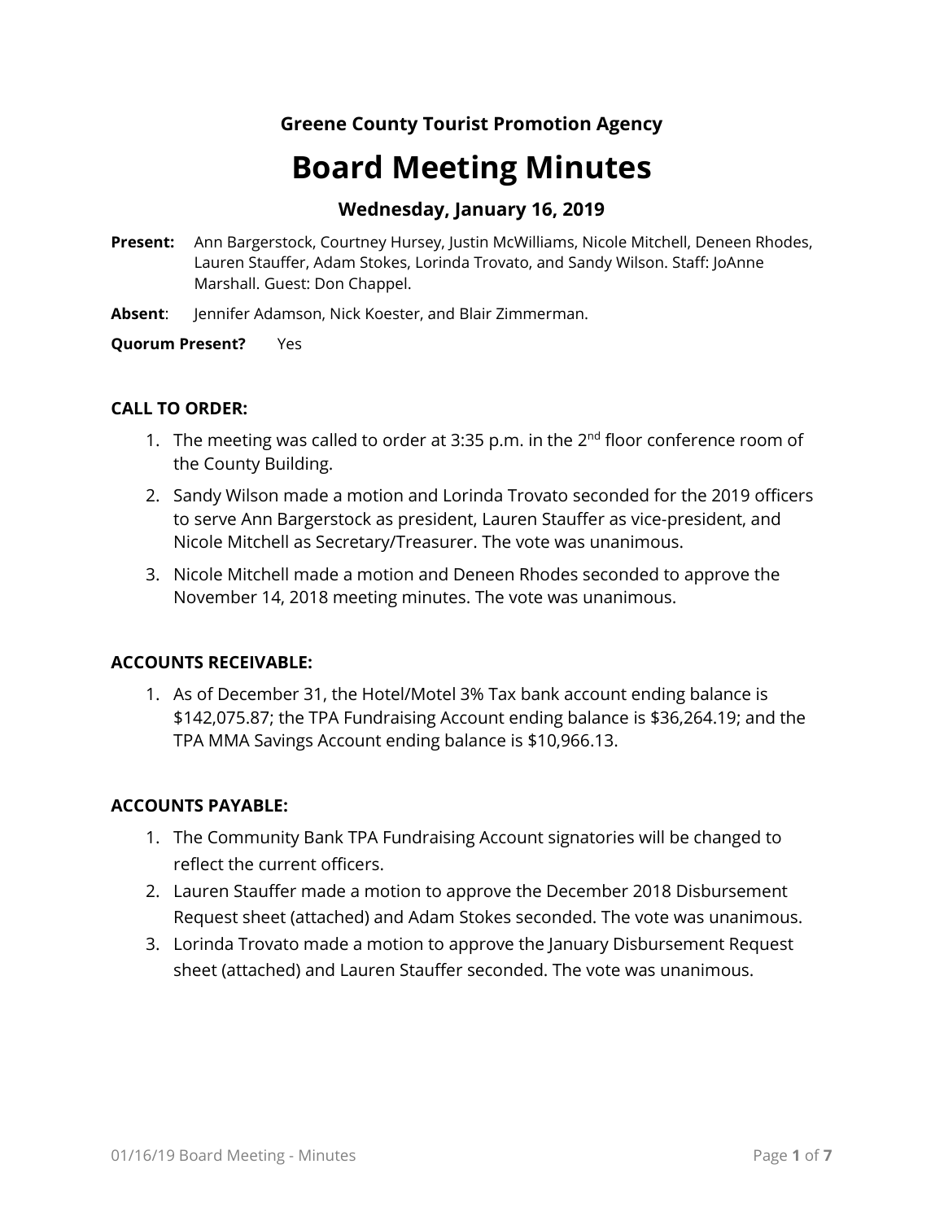**Greene County Tourist Promotion Agency**

# Board Meeting Minutes

### Wednesday, January 16, 2019

**Present:** Ann Bargerstock, Courtney Hursey, Justin McWilliams, Nicole Mitchell, Deneen Rhodes, Lauren Stauffer, Adam Stokes, Lorinda Trovato, and Sandy Wilson. Staff: JoAnne Marshall. Guest: Don Chappel.

**Absent**: Jennifer Adamson, Nick Koester, and Blair Zimmerman.

**Quorum Present?** Yes

**CALL TO ORDER:**

1. The meeting was called to order at 3:35 p.m. in the 2nd floor conference room of the County Building.
2. Sandy Wilson made a motion and Lorinda Trovato seconded for the 2019 officers to serve Ann Bargerstock as president, Lauren Stauffer as vice-president, and Nicole Mitchell as Secretary/Treasurer. The vote was unanimous.
3. Nicole Mitchell made a motion and Deneen Rhodes seconded to approve the November 14, 2018 meeting minutes. The vote was unanimous.

**ACCOUNTS RECEIVABLE:**

1. As of December 31, the Hotel/Motel 3% Tax bank account ending balance is $142,075.87; the TPA Fundraising Account ending balance is $36,264.19; and the TPA MMA Savings Account ending balance is $10,966.13.

**ACCOUNTS PAYABLE:**

1. The Community Bank TPA Fundraising Account signatories will be changed to reflect the current officers.
2. Lauren Stauffer made a motion to approve the December 2018 Disbursement Request sheet (attached) and Adam Stokes seconded. The vote was unanimous.
3. Lorinda Trovato made a motion to approve the January Disbursement Request sheet (attached) and Lauren Stauffer seconded. The vote was unanimous.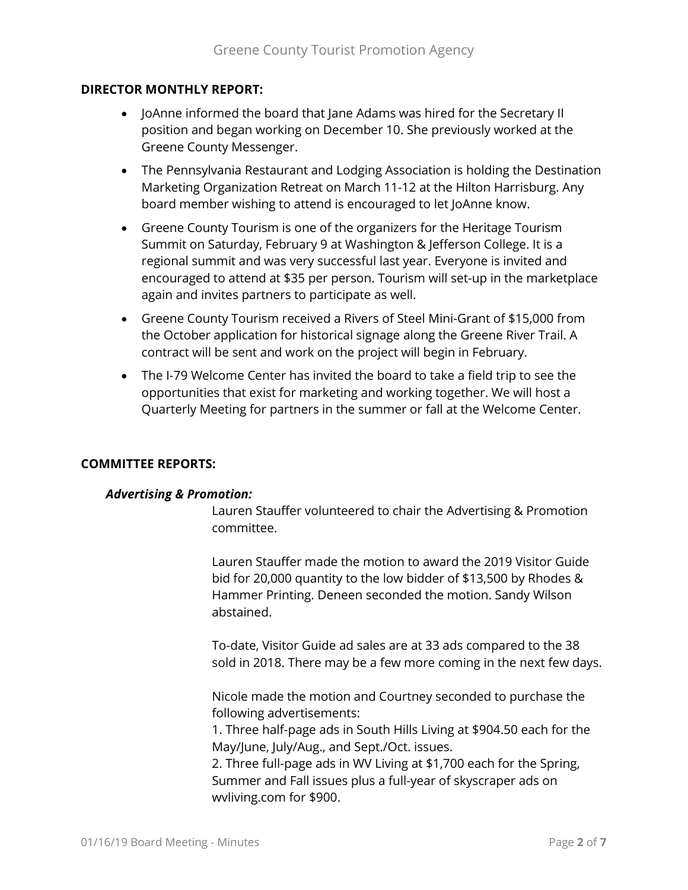**DIRECTOR MONTHLY REPORT:**

- JoAnne informed the board that Jane Adams was hired for the Secretary II position and began working on December 10. She previously worked at the Greene County Messenger.
- The Pennsylvania Restaurant and Lodging Association is holding the Destination Marketing Organization Retreat on March 11-12 at the Hilton Harrisburg. Any board member wishing to attend is encouraged to let JoAnne know.
- Greene County Tourism is one of the organizers for the Heritage Tourism Summit on Saturday, February 9 at Washington & Jefferson College. It is a regional summit and was very successful last year. Everyone is invited and encouraged to attend at $35 per person. Tourism will set-up in the marketplace again and invites partners to participate as well.
- Greene County Tourism received a Rivers of Steel Mini-Grant of $15,000 from the October application for historical signage along the Greene River Trail. A contract will be sent and work on the project will begin in February.
- The I-79 Welcome Center has invited the board to take a field trip to see the opportunities that exist for marketing and working together. We will host a Quarterly Meeting for partners in the summer or fall at the Welcome Center.

**COMMITTEE REPORTS:**

***Advertising & Promotion:***

Lauren Stauffer volunteered to chair the Advertising & Promotion committee.

Lauren Stauffer made the motion to award the 2019 Visitor Guide bid for 20,000 quantity to the low bidder of $13,500 by Rhodes & Hammer Printing. Deneen seconded the motion. Sandy Wilson abstained.

To-date, Visitor Guide ad sales are at 33 ads compared to the 38 sold in 2018. There may be a few more coming in the next few days.

Nicole made the motion and Courtney seconded to purchase the following advertisements:
1. Three half-page ads in South Hills Living at $904.50 each for the May/June, July/Aug., and Sept./Oct. issues.
2. Three full-page ads in WV Living at $1,700 each for the Spring, Summer and Fall issues plus a full-year of skyscraper ads on wvliving.com for $900.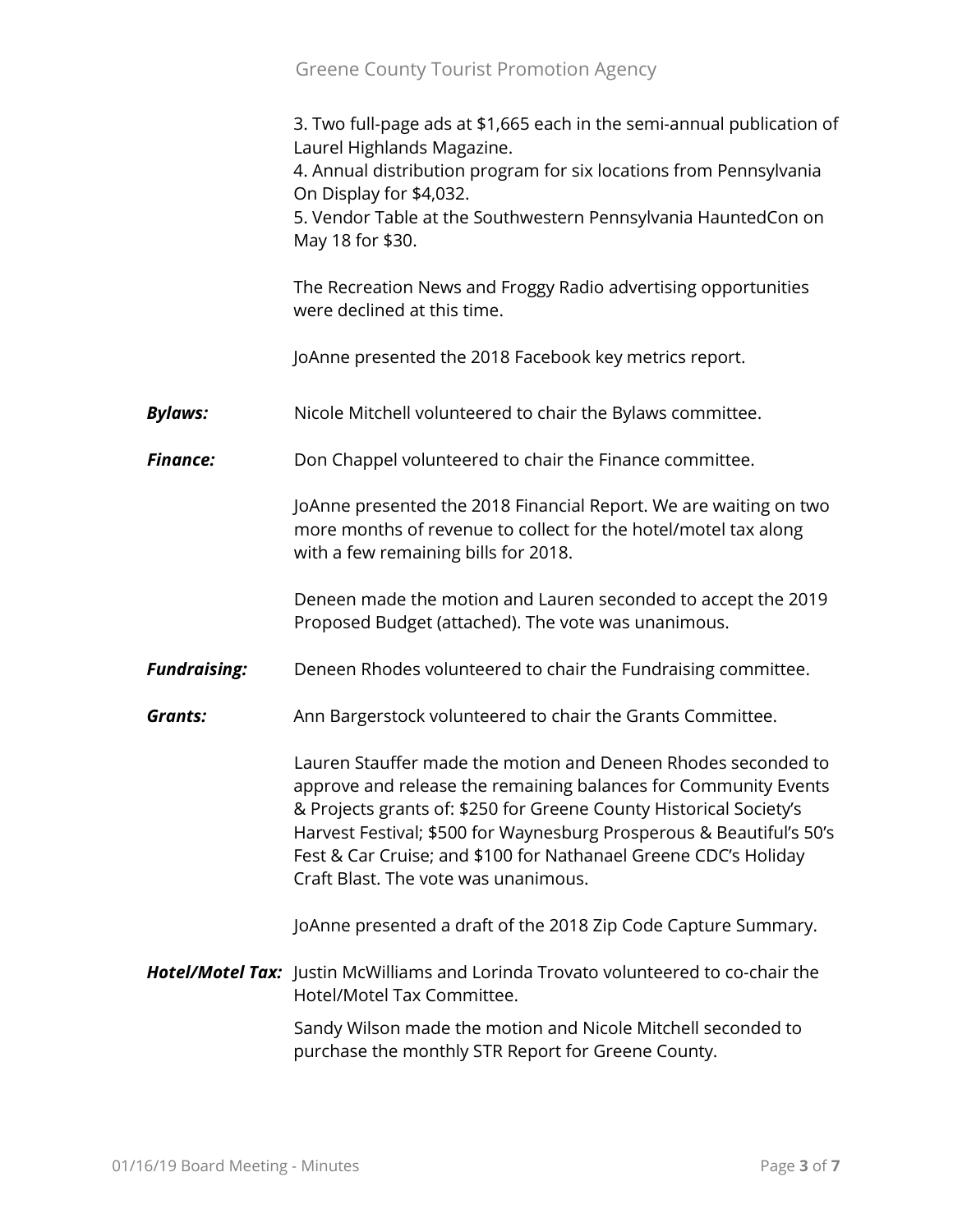3. Two full-page ads at $1,665 each in the semi-annual publication of Laurel Highlands Magazine.
4. Annual distribution program for six locations from Pennsylvania On Display for $4,032.
5. Vendor Table at the Southwestern Pennsylvania HauntedCon on May 18 for $30.

The Recreation News and Froggy Radio advertising opportunities were declined at this time.

JoAnne presented the 2018 Facebook key metrics report.

***Bylaws:*** Nicole Mitchell volunteered to chair the Bylaws committee.

***Finance:*** Don Chappel volunteered to chair the Finance committee.

JoAnne presented the 2018 Financial Report. We are waiting on two more months of revenue to collect for the hotel/motel tax along with a few remaining bills for 2018.

Deneen made the motion and Lauren seconded to accept the 2019 Proposed Budget (attached). The vote was unanimous.

***Fundraising:*** Deneen Rhodes volunteered to chair the Fundraising committee.

***Grants:*** Ann Bargerstock volunteered to chair the Grants Committee.

Lauren Stauffer made the motion and Deneen Rhodes seconded to approve and release the remaining balances for Community Events & Projects grants of: $250 for Greene County Historical Society's Harvest Festival; $500 for Waynesburg Prosperous & Beautiful's 50's Fest & Car Cruise; and $100 for Nathanael Greene CDC's Holiday Craft Blast. The vote was unanimous.

JoAnne presented a draft of the 2018 Zip Code Capture Summary.

***Hotel/Motel Tax:*** Justin McWilliams and Lorinda Trovato volunteered to co-chair the Hotel/Motel Tax Committee.

Sandy Wilson made the motion and Nicole Mitchell seconded to purchase the monthly STR Report for Greene County.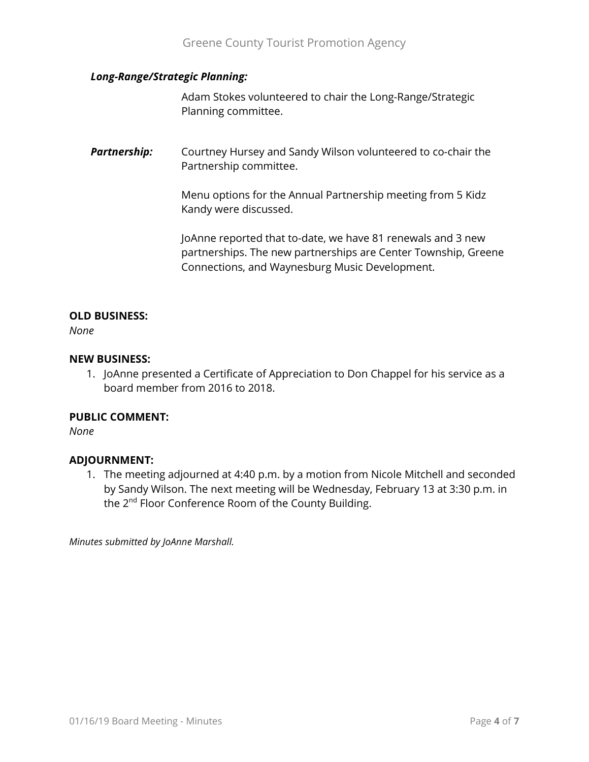***Long-Range/Strategic Planning:***

Adam Stokes volunteered to chair the Long-Range/Strategic Planning committee.

***Partnership:*** Courtney Hursey and Sandy Wilson volunteered to co-chair the Partnership committee.

Menu options for the Annual Partnership meeting from 5 Kidz Kandy were discussed.

JoAnne reported that to-date, we have 81 renewals and 3 new partnerships. The new partnerships are Center Township, Greene Connections, and Waynesburg Music Development.

**OLD BUSINESS:**

*None*

**NEW BUSINESS:**

1. JoAnne presented a Certificate of Appreciation to Don Chappel for his service as a board member from 2016 to 2018.

**PUBLIC COMMENT:**

*None*

**ADJOURNMENT:**

1. The meeting adjourned at 4:40 p.m. by a motion from Nicole Mitchell and seconded by Sandy Wilson. The next meeting will be Wednesday, February 13 at 3:30 p.m. in the 2nd Floor Conference Room of the County Building.

*Minutes submitted by JoAnne Marshall.*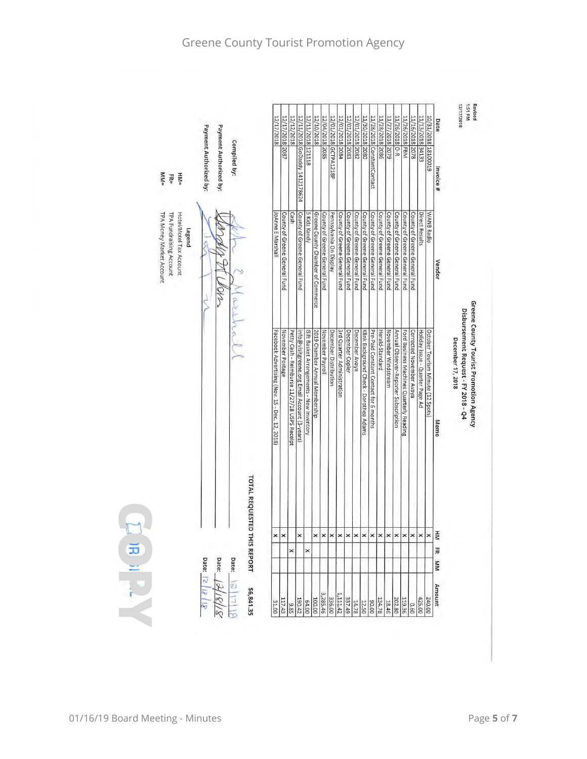Revised
1:51 PM
12/17/2018

# Greene County Tourist Promotion Agency

## Disbursement Request - FY 2018 - Q4

### December 17, 2018

| Date | Invoice # | Vendor | Memo | HM | FR | MM | Amount |
|---|---|---|---|---|---|---|---|
| 10/31/2018 | 18100019 | WANB Radio | October Tourism Minute (12 Spots) | x | | | 240.00 |
| 11/13/2018 | 34133 | Direct Results | Holiday Issue - Quarter Page Ad | x | | | 425.00 |
| 11/16/2018 | 2078 | County of Greene General Fund | Corrected November Avaya | x | | | 0.60 |
| 11/26/2018 | FBM | County of Greene General Fund | Ford Business Machines Quarterly Reading | x | | | 119.36 |
| 11/26/2018 | O-R | County of Greene General Fund | Annual Observer-Reporter Subscription | x | | | 202.80 |
| 11/27/2018 | 2079 | County of Greene General Fund | November Windstream | x | | | 18.46 |
| 11/28/2018 | 2086 | County of Greene General Fund | Herald-Standard | x | | | 134.78 |
| 11/28/2018 | ConstantContact | County of Greene General Fund | Pre-Paid Constant Contact for 6 months | x | | | 90.00 |
| 11/30/2018 | 2080 | County of Greene General Fund | Klink Background Check - Dorothea Adams | x | | | 12.50 |
| 12/01/2018 | 2082 | County of Greene General Fund | December Avaya | x | | | 14.78 |
| 12/01/2018 | 2083 | County of Greene General Fund | December Copier | x | | | 337.49 |
| 12/01/2018 | 2084 | County of Greene General Fund | 3rd Quarter Administration | x | | | 1,111.42 |
| 12/01/2018 | GCTPA1218P | Pennsylvania On Display | December Distribution | x | | | 336.00 |
| 12/04/2018 | 2085 | County of Greene General Fund | November Payroll | x | | | 3,285.46 |
| 12/10/2018 | | Greene County Chamber of Commerce | 2019 Chamber Annual Membership | x | | | 100.00 |
| 12/11/2018 | 121118 | 5 Kidz Kandy | Gift Basket Arrangements - New Inventory | | x | | 64.00 |
| 12/11/2018 | GoDaddy 1412178624 | County of Greene General Fund | info@visitgreene.org Email Account (3-years) | x | | | 190.42 |
| 12/12/2018 | | Cash | Petty Cash - Reimburse 11/27/18 USPS Receipt | | x | | 9.85 |
| 12/17/2018 | 2087 | County of Greene General Fund | November Postage | x | | | 117.43 |
| 12/17/2018 | | JoAnne E Marshall | Facebook Advertising (Nov. 15 - Dec. 12, 2018) | x | | | 31.00 |
| | | | | | | **TOTAL REQUESTED THIS REPORT** | **$6,841.35** |

Compiled by: [signature] Date: 12/17/18

Payment Authorized by: [signature] Date: 12/18/18

Payment Authorized by: [signature] Date: 12/18/18

**Legend**

HM= Hotel/Motel Tax Account
FR= TPA Fundraising Account
MM= TPA Money Market Account

COPY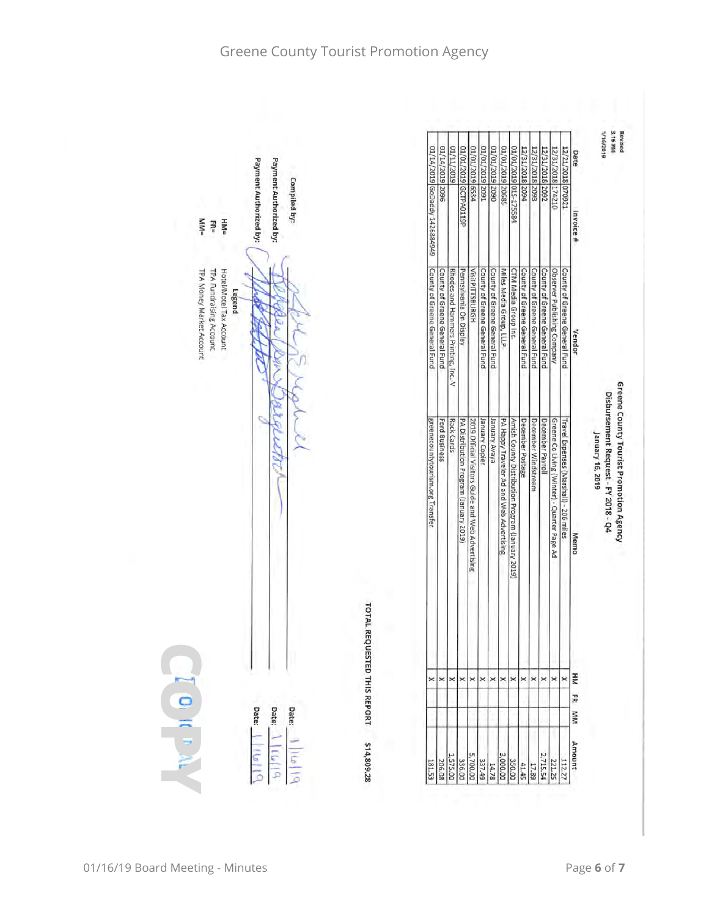Revised 3:16 PM 1/16/2019

# Greene County Tourist Promotion Agency

## Disbursement Request - FY 2018 - Q4

### January 16, 2019

| Date | Invoice # | Vendor | Memo | HM | FR | MM | Amount |
|---|---|---|---|---|---|---|---|
| 12/21/2018 | 070921 | County of Greene General Fund | Travel Expenses (Marshall) - 206 miles | x | | | 112.27 |
| 12/31/2018 | 174210 | Observer Publishing Company | Greene Co Living (Winter) - Quarter Page Ad | x | | | 221.25 |
| 12/31/2018 | 2092 | County of Greene General Fund | December Payroll | x | | | 2,715.54 |
| 12/31/2018 | 2093 | County of Greene General Fund | December Windstream | x | | | 17.89 |
| 12/31/2018 | 2094 | County of Greene General Fund | December Postage | x | | | 41.45 |
| 01/01/2019 | 01S-175584 | CTM Media Group Inc. | Amish County Distribution Program (January 2019) | x | | | 350.00 |
| 01/01/2019 | 20685 | Miles Media Group, LLLP | PA Happy Traveler Ad and Web Advertising | x | | | 3,000.00 |
| 01/01/2019 | 2090 | County of Greene General Fund | January Avaya | x | | | 14.78 |
| 01/01/2019 | 2091 | County of Greene General Fund | January Copier | x | | | 337.49 |
| 01/01/2019 | 6534 | VisitPITTSBURGH | 2019 Official Visitors Guide and Web Advertising | x | | | 5,700.00 |
| 01/01/2019 | GCTPA0119P | Pennsylvania On Display | PA Distribution Program (January 2019) | x | | | 336.00 |
| 01/11/2019 | | Rhodes and Hammers Printing, Inc.-V | Rack Cards | x | | | 1,575.00 |
| 01/14/2019 | 2096 | County of Greene General Fund | Ford Business | x | | | 206.08 |
| 01/14/2019 | GoDaddy 1426884949 | County of Greene General Fund | greenecountytourism.org Transfer | x | | | 181.53 |

**TOTAL REQUESTED THIS REPORT** **$14,809.28**

Compiled by: [signature] Date: 1/16/19

Payment Authorized by: [signature] Date: 1/16/19

Payment Authorized by: [signature] Date: 1/16/19

**Legend**

HM= Hotel/Motel Tax Account

FR= TPA Fundraising Account

MM= TPA Money Market Account

COPY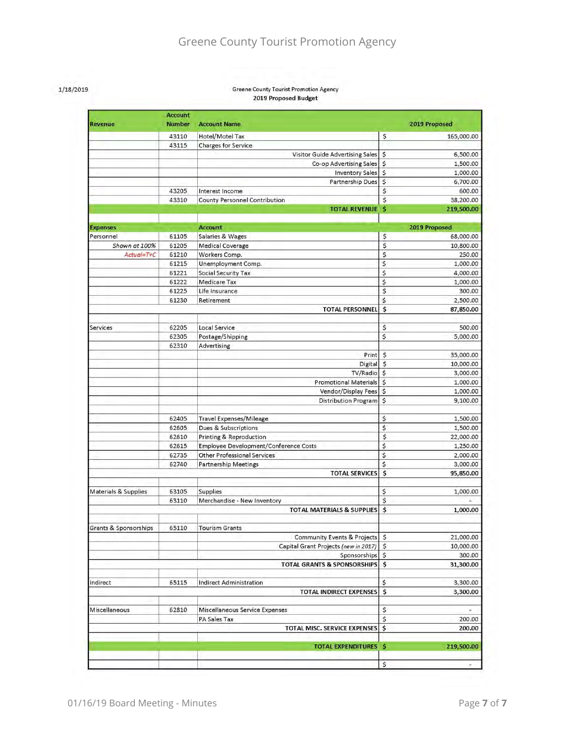1/18/2019

Greene County Tourist Promotion Agency
2019 Proposed Budget

| Revenue | Account Number | Account Name | | 2019 Proposed |
|---|---|---|---|---|
| | 43110 | Hotel/Motel Tax | $ | 165,000.00 |
| | 43115 | Charges for Service | | |
| | | Visitor Guide Advertising Sales | $ | 6,500.00 |
| | | Co-op Advertising Sales | $ | 1,500.00 |
| | | Inventory Sales | $ | 1,000.00 |
| | | Partnership Dues | $ | 6,700.00 |
| | 43205 | Interest Income | $ | 600.00 |
| | 43310 | County Personnel Contribution | $ | 38,200.00 |
| | | **TOTAL REVENUE** | **$** | **219,500.00** |
| | | | | |
| **Expenses** | | **Account** | | **2019 Proposed** |
| Personnel | 61105 | Salaries & Wages | $ | 68,000.00 |
| *Shown at 100%* | 61205 | Medical Coverage | $ | 10,800.00 |
| *Actual=T+C* | 61210 | Workers Comp. | $ | 250.00 |
| | 61215 | Unemployment Comp. | $ | 1,000.00 |
| | 61221 | Social Security Tax | $ | 4,000.00 |
| | 61222 | Medicare Tax | $ | 1,000.00 |
| | 61225 | Life Insurance | $ | 300.00 |
| | 61230 | Retirement | $ | 2,500.00 |
| | | **TOTAL PERSONNEL** | **$** | **87,850.00** |
| | | | | |
| Services | 62205 | Local Service | $ | 500.00 |
| | 62305 | Postage/Shipping | $ | 5,000.00 |
| | 62310 | Advertising | | |
| | | Print | $ | 35,000.00 |
| | | Digital | $ | 10,000.00 |
| | | TV/Radio | $ | 3,000.00 |
| | | Promotional Materials | $ | 1,000.00 |
| | | Vendor/Display Fees | $ | 1,000.00 |
| | | Distribution Program | $ | 9,100.00 |
| | | | | |
| | 62405 | Travel Expenses/Mileage | $ | 1,500.00 |
| | 62605 | Dues & Subscriptions | $ | 1,500.00 |
| | 62610 | Printing & Reproduction | $ | 22,000.00 |
| | 62615 | Employee Development/Conference Costs | $ | 1,250.00 |
| | 62735 | Other Professional Services | $ | 2,000.00 |
| | 62740 | Partnership Meetings | $ | 3,000.00 |
| | | **TOTAL SERVICES** | **$** | **95,850.00** |
| | | | | |
| Materials & Supplies | 63105 | Supplies | $ | 1,000.00 |
| | 63110 | Merchandise - New Inventory | $ | - |
| | | **TOTAL MATERIALS & SUPPLIES** | **$** | **1,000.00** |
| | | | | |
| Grants & Sponsorships | 65110 | Tourism Grants | | |
| | | Community Events & Projects | $ | 21,000.00 |
| | | Capital Grant Projects *(new in 2017)* | $ | 10,000.00 |
| | | Sponsorships | $ | 300.00 |
| | | **TOTAL GRANTS & SPONSORSHIPS** | **$** | **31,300.00** |
| | | | | |
| Indirect | 65115 | Indirect Administration | $ | 3,300.00 |
| | | **TOTAL INDIRECT EXPENSES** | **$** | **3,300.00** |
| | | | | |
| Miscellaneous | 62810 | Miscellaneous Service Expenses | $ | - |
| | | PA Sales Tax | $ | 200.00 |
| | | **TOTAL MISC. SERVICE EXPENSES** | **$** | **200.00** |
| | | | | |
| | | **TOTAL EXPENDITURES** | **$** | **219,500.00** |
| | | | | |
| | | | $ | - |